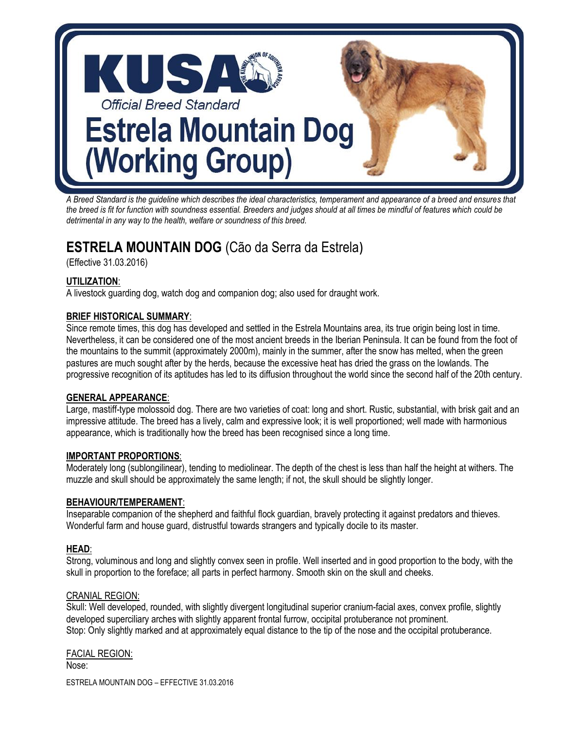# KUSA Official Breed Standard

# Estrela Mountain Dog (Working Group)

*A Breed Standard is the guideline which describes the ideal characteristics, temperament and appearance of a breed and ensures that the breed is fit for function with soundness essential. Breeders and judges should at all times be mindful of features which could be detrimental in any way to the health, welfare or soundness of this breed.*

## ESTRELA MOUNTAIN DOG (Cão da Serra da Estrela)

(Effective 31.03.2016)

**UTILIZATION**:

A livestock guarding dog, watch dog and companion dog; also used for draught work.

**BRIEF HISTORICAL SUMMARY**:

Since remote times, this dog has developed and settled in the Estrela Mountains area, its true origin being lost in time. Nevertheless, it can be considered one of the most ancient breeds in the Iberian Peninsula. It can be found from the foot of the mountains to the summit (approximately 2000m), mainly in the summer, after the snow has melted, when the green pastures are much sought after by the herds, because the excessive heat has dried the grass on the lowlands. The progressive recognition of its aptitudes has led to its diffusion throughout the world since the second half of the 20th century.

**GENERAL APPEARANCE**:

Large, mastiff-type molossoid dog. There are two varieties of coat: long and short. Rustic, substantial, with brisk gait and an impressive attitude. The breed has a lively, calm and expressive look; it is well proportioned; well made with harmonious appearance, which is traditionally how the breed has been recognised since a long time.

**IMPORTANT PROPORTIONS**:

Moderately long (sublongilinear), tending to mediolinear. The depth of the chest is less than half the height at withers. The muzzle and skull should be approximately the same length; if not, the skull should be slightly longer.

**BEHAVIOUR/TEMPERAMENT**:

Inseparable companion of the shepherd and faithful flock guardian, bravely protecting it against predators and thieves. Wonderful farm and house guard, distrustful towards strangers and typically docile to its master.

**HEAD**:

Strong, voluminous and long and slightly convex seen in profile. Well inserted and in good proportion to the body, with the skull in proportion to the foreface; all parts in perfect harmony. Smooth skin on the skull and cheeks.

CRANIAL REGION:

Skull: Well developed, rounded, with slightly divergent longitudinal superior cranium-facial axes, convex profile, slightly developed superciliary arches with slightly apparent frontal furrow, occipital protuberance not prominent.

Stop: Only slightly marked and at approximately equal distance to the tip of the nose and the occipital protuberance.

FACIAL REGION:

Nose: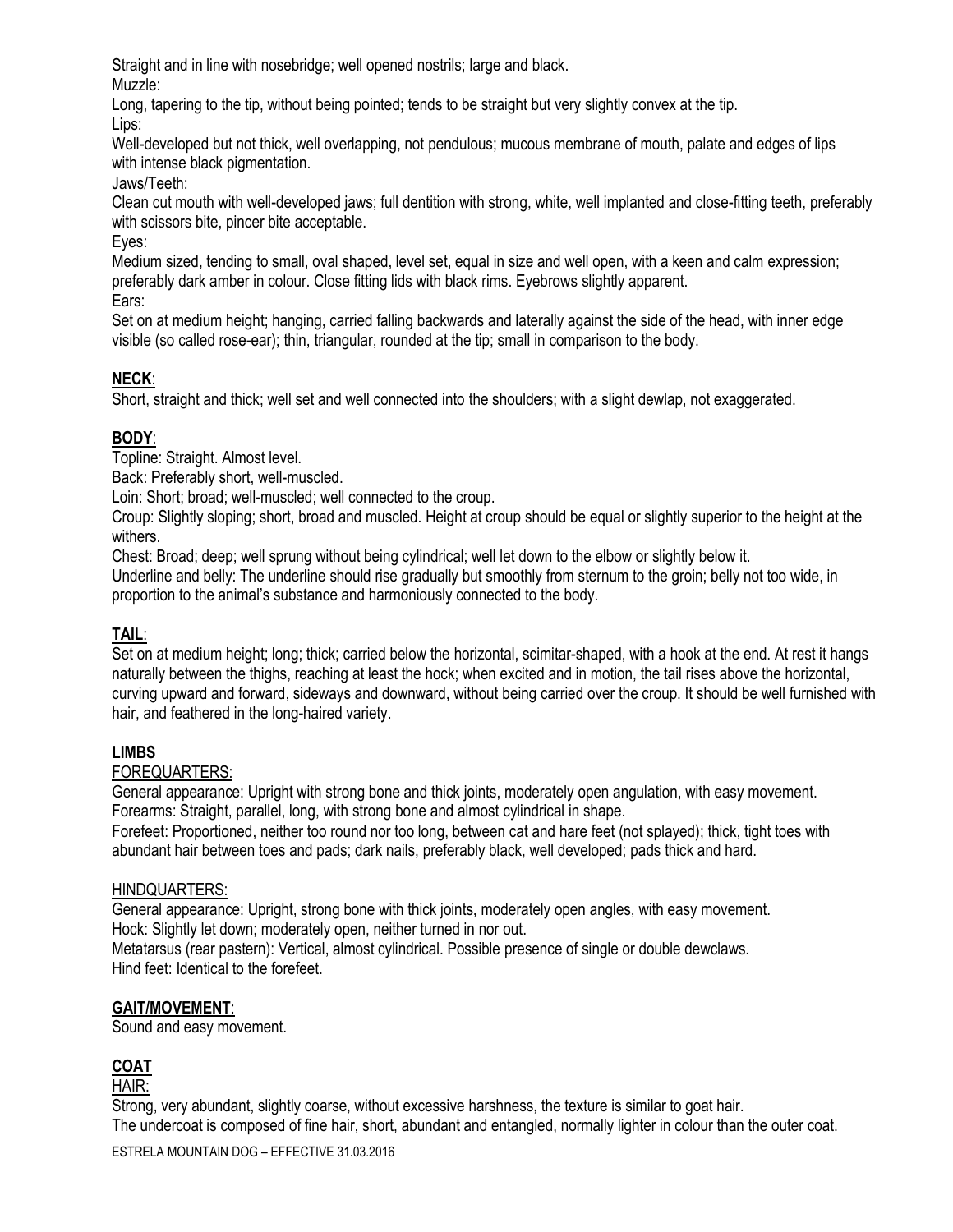Straight and in line with nosebridge; well opened nostrils; large and black.

Muzzle:

Long, tapering to the tip, without being pointed; tends to be straight but very slightly convex at the tip.

Lips:

Well-developed but not thick, well overlapping, not pendulous; mucous membrane of mouth, palate and edges of lips with intense black pigmentation.

Jaws/Teeth:

Clean cut mouth with well-developed jaws; full dentition with strong, white, well implanted and close-fitting teeth, preferably with scissors bite, pincer bite acceptable.

Eyes:

Medium sized, tending to small, oval shaped, level set, equal in size and well open, with a keen and calm expression; preferably dark amber in colour. Close fitting lids with black rims. Eyebrows slightly apparent.

Ears:

Set on at medium height; hanging, carried falling backwards and laterally against the side of the head, with inner edge visible (so called rose-ear); thin, triangular, rounded at the tip; small in comparison to the body.

**NECK**:

Short, straight and thick; well set and well connected into the shoulders; with a slight dewlap, not exaggerated.

**BODY**:

Topline: Straight. Almost level.

Back: Preferably short, well-muscled.

Loin: Short; broad; well-muscled; well connected to the croup.

Croup: Slightly sloping; short, broad and muscled. Height at croup should be equal or slightly superior to the height at the withers.

Chest: Broad; deep; well sprung without being cylindrical; well let down to the elbow or slightly below it.

Underline and belly: The underline should rise gradually but smoothly from sternum to the groin; belly not too wide, in proportion to the animal's substance and harmoniously connected to the body.

**TAIL**:

Set on at medium height; long; thick; carried below the horizontal, scimitar-shaped, with a hook at the end. At rest it hangs naturally between the thighs, reaching at least the hock; when excited and in motion, the tail rises above the horizontal, curving upward and forward, sideways and downward, without being carried over the croup. It should be well furnished with hair, and feathered in the long-haired variety.

**LIMBS**

FOREQUARTERS:

General appearance: Upright with strong bone and thick joints, moderately open angulation, with easy movement.

Forearms: Straight, parallel, long, with strong bone and almost cylindrical in shape.

Forefeet: Proportioned, neither too round nor too long, between cat and hare feet (not splayed); thick, tight toes with abundant hair between toes and pads; dark nails, preferably black, well developed; pads thick and hard.

HINDQUARTERS:

General appearance: Upright, strong bone with thick joints, moderately open angles, with easy movement.

Hock: Slightly let down; moderately open, neither turned in nor out.

Metatarsus (rear pastern): Vertical, almost cylindrical. Possible presence of single or double dewclaws.

Hind feet: Identical to the forefeet.

**GAIT/MOVEMENT**:

Sound and easy movement.

**COAT**

HAIR:

Strong, very abundant, slightly coarse, without excessive harshness, the texture is similar to goat hair.

The undercoat is composed of fine hair, short, abundant and entangled, normally lighter in colour than the outer coat.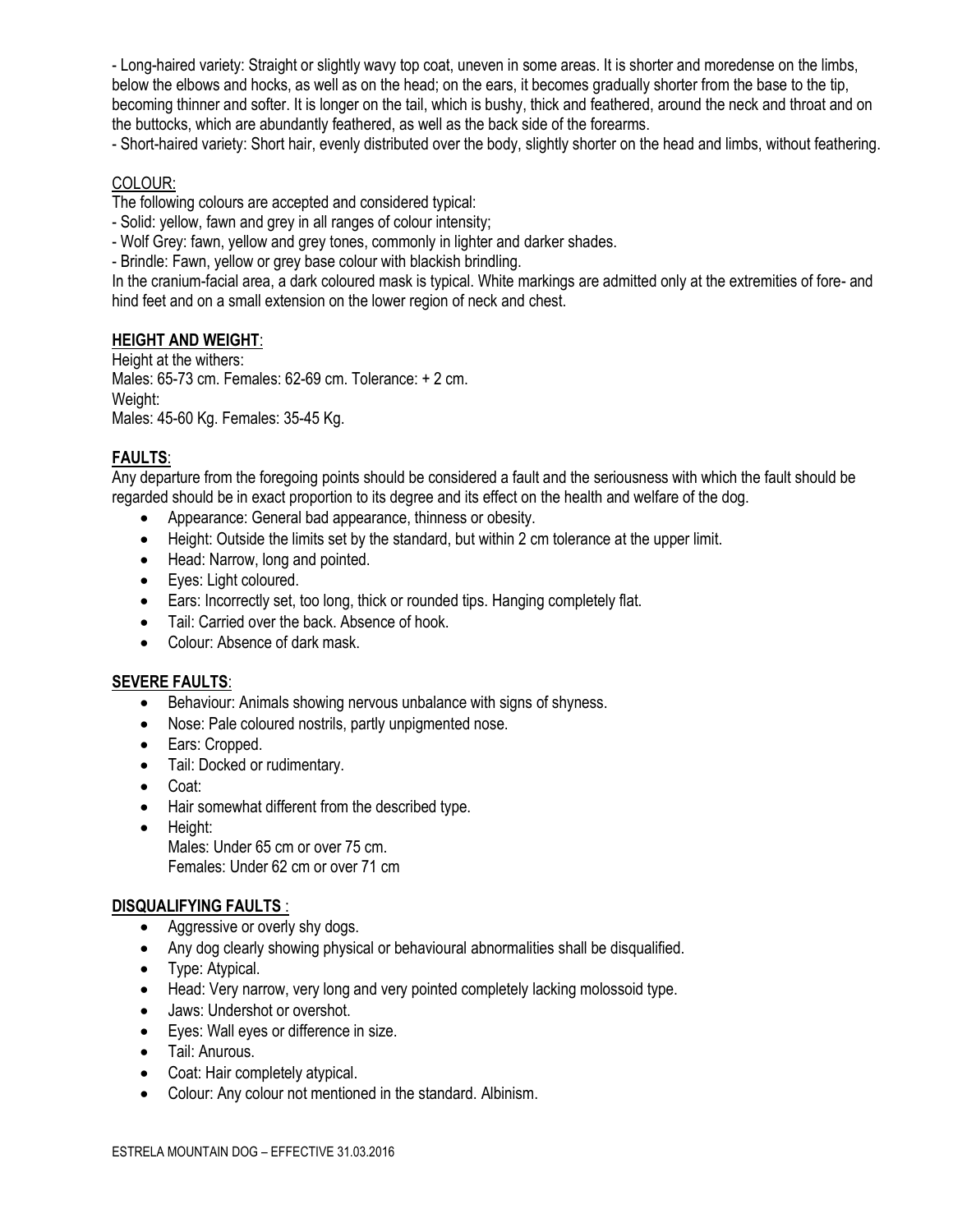- Long-haired variety: Straight or slightly wavy top coat, uneven in some areas. It is shorter and moredense on the limbs, below the elbows and hocks, as well as on the head; on the ears, it becomes gradually shorter from the base to the tip, becoming thinner and softer. It is longer on the tail, which is bushy, thick and feathered, around the neck and throat and on the buttocks, which are abundantly feathered, as well as the back side of the forearms.

- Short-haired variety: Short hair, evenly distributed over the body, slightly shorter on the head and limbs, without feathering.

COLOUR:

The following colours are accepted and considered typical:

- Solid: yellow, fawn and grey in all ranges of colour intensity;
- Wolf Grey: fawn, yellow and grey tones, commonly in lighter and darker shades.
- Brindle: Fawn, yellow or grey base colour with blackish brindling.

In the cranium-facial area, a dark coloured mask is typical. White markings are admitted only at the extremities of fore- and hind feet and on a small extension on the lower region of neck and chest.

**HEIGHT AND WEIGHT**:

Height at the withers:
Males: 65-73 cm. Females: 62-69 cm. Tolerance: + 2 cm.
Weight:
Males: 45-60 Kg. Females: 35-45 Kg.

**FAULTS**:

Any departure from the foregoing points should be considered a fault and the seriousness with which the fault should be regarded should be in exact proportion to its degree and its effect on the health and welfare of the dog.

- Appearance: General bad appearance, thinness or obesity.
- Height: Outside the limits set by the standard, but within 2 cm tolerance at the upper limit.
- Head: Narrow, long and pointed.
- Eyes: Light coloured.
- Ears: Incorrectly set, too long, thick or rounded tips. Hanging completely flat.
- Tail: Carried over the back. Absence of hook.
- Colour: Absence of dark mask.

**SEVERE FAULTS**:

- Behaviour: Animals showing nervous unbalance with signs of shyness.
- Nose: Pale coloured nostrils, partly unpigmented nose.
- Ears: Cropped.
- Tail: Docked or rudimentary.
- Coat:
- Hair somewhat different from the described type.
- Height:
  Males: Under 65 cm or over 75 cm.
  Females: Under 62 cm or over 71 cm

**DISQUALIFYING FAULTS** :

- Aggressive or overly shy dogs.
- Any dog clearly showing physical or behavioural abnormalities shall be disqualified.
- Type: Atypical.
- Head: Very narrow, very long and very pointed completely lacking molossoid type.
- Jaws: Undershot or overshot.
- Eyes: Wall eyes or difference in size.
- Tail: Anurous.
- Coat: Hair completely atypical.
- Colour: Any colour not mentioned in the standard. Albinism.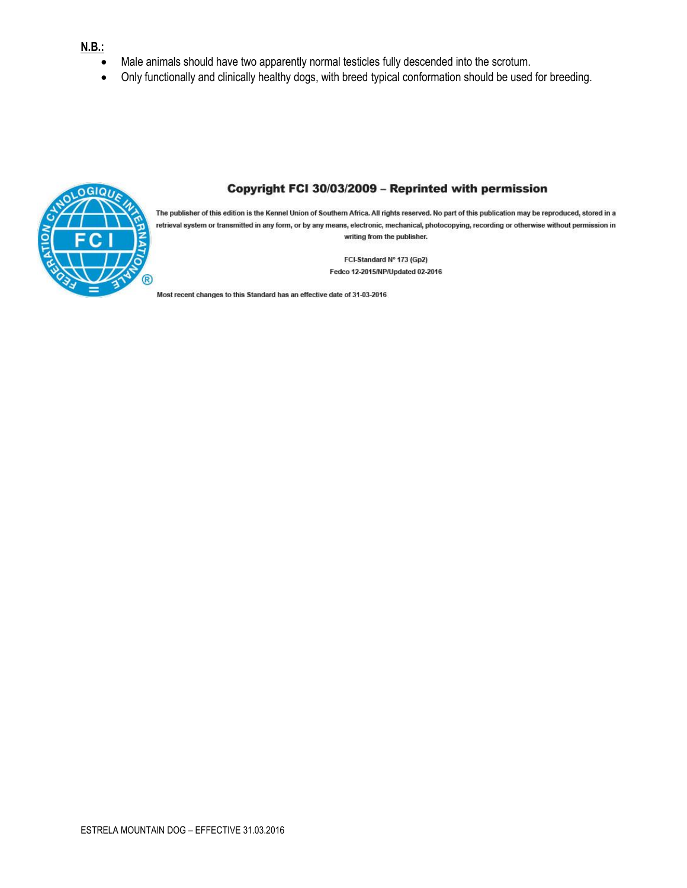**N.B.:**

- Male animals should have two apparently normal testicles fully descended into the scrotum.
- Only functionally and clinically healthy dogs, with breed typical conformation should be used for breeding.

**Copyright FCI 30/03/2009 – Reprinted with permission**

The publisher of this edition is the Kennel Union of Southern Africa. All rights reserved. No part of this publication may be reproduced, stored in a retrieval system or transmitted in any form, or by any means, electronic, mechanical, photocopying, recording or otherwise without permission in writing from the publisher.

FCI-Standard N° 173 (Gp2)
Fedco 12-2015/NP/Updated 02-2016

Most recent changes to this Standard has an effective date of 31-03-2016